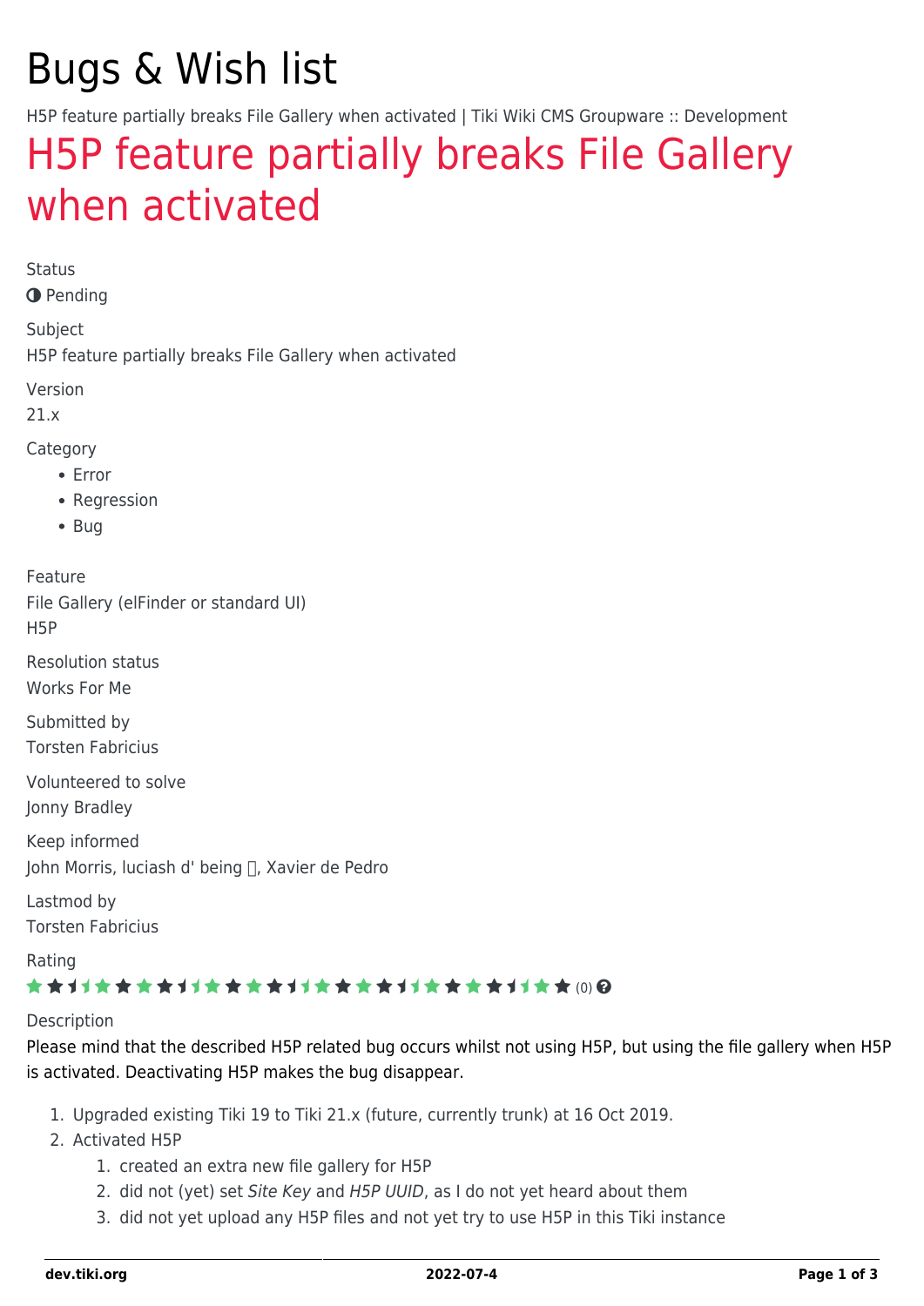# Bugs & Wish list

H5P feature partially breaks File Gallery when activated | Tiki Wiki CMS Groupware :: Development

# H5P feature partially breaks File Gallery when activated

Status

◑ Pending

Subject

H5P feature partially breaks File Gallery when activated

Version

21.x

Category

- Error
- Regression
- Bug

Feature

File Gallery (elFinder or standard UI)
H5P

Resolution status

Works For Me

Submitted by

Torsten Fabricius

Volunteered to solve

Jonny Bradley

Keep informed

John Morris, luciash d' being , Xavier de Pedro

Lastmod by

Torsten Fabricius

Rating

(0)

Description

Please mind that the described H5P related bug occurs whilst not using H5P, but using the file gallery when H5P is activated. Deactivating H5P makes the bug disappear.

1. Upgraded existing Tiki 19 to Tiki 21.x (future, currently trunk) at 16 Oct 2019.
2. Activated H5P
   1. created an extra new file gallery for H5P
   2. did not (yet) set *Site Key* and *H5P UUID*, as I do not yet heard about them
   3. did not yet upload any H5P files and not yet try to use H5P in this Tiki instance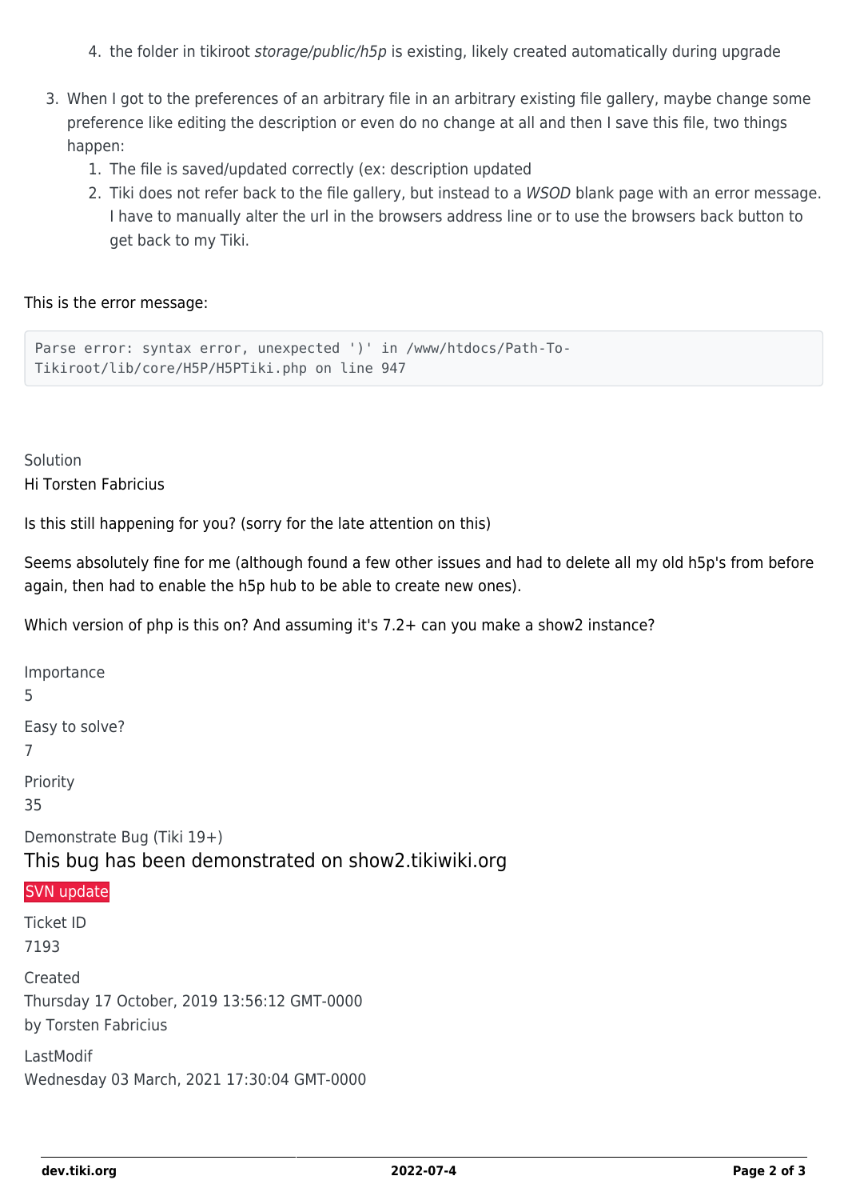4. the folder in tikiroot *storage/public/h5p* is existing, likely created automatically during upgrade

3. When I got to the preferences of an arbitrary file in an arbitrary existing file gallery, maybe change some preference like editing the description or even do no change at all and then I save this file, two things happen:
    1. The file is saved/updated correctly (ex: description updated
    2. Tiki does not refer back to the file gallery, but instead to a *WSOD* blank page with an error message. I have to manually alter the url in the browsers address line or to use the browsers back button to get back to my Tiki.

This is the error message:

```
Parse error: syntax error, unexpected ')' in /www/htdocs/Path-To-Tikiroot/lib/core/H5P/H5PTiki.php on line 947
```

Solution

Hi Torsten Fabricius

Is this still happening for you? (sorry for the late attention on this)

Seems absolutely fine for me (although found a few other issues and had to delete all my old h5p's from before again, then had to enable the h5p hub to be able to create new ones).

Which version of php is this on? And assuming it's 7.2+ can you make a show2 instance?

Importance

5

Easy to solve?

7

Priority

35

Demonstrate Bug (Tiki 19+)

This bug has been demonstrated on show2.tikiwiki.org

SVN update

Ticket ID

7193

Created

Thursday 17 October, 2019 13:56:12 GMT-0000
by Torsten Fabricius

LastModif

Wednesday 03 March, 2021 17:30:04 GMT-0000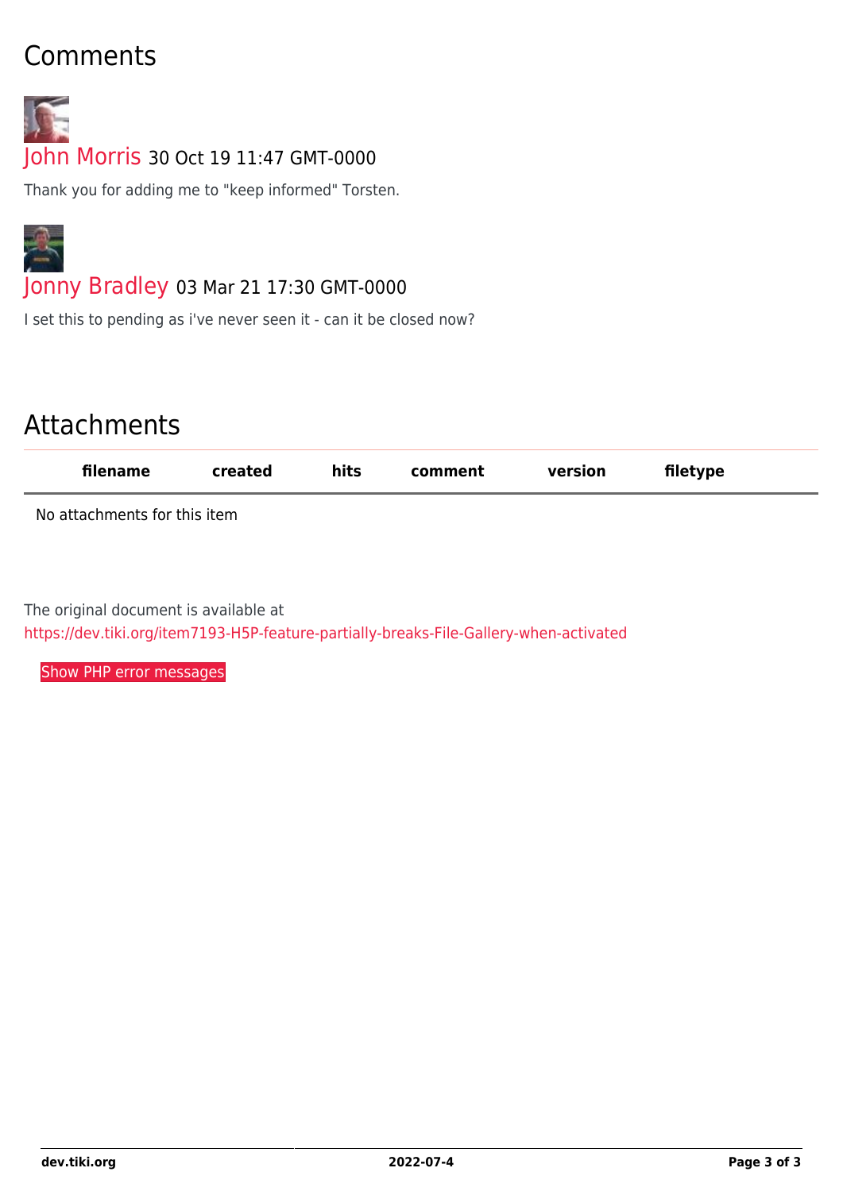## Comments

John Morris 30 Oct 19 11:47 GMT-0000

Thank you for adding me to "keep informed" Torsten.

Jonny Bradley 03 Mar 21 17:30 GMT-0000

I set this to pending as i've never seen it - can it be closed now?

## Attachments

| filename | created | hits | comment | version | filetype |
| --- | --- | --- | --- | --- | --- |
| No attachments for this item | | | | | |

The original document is available at https://dev.tiki.org/item7193-H5P-feature-partially-breaks-File-Gallery-when-activated

Show PHP error messages